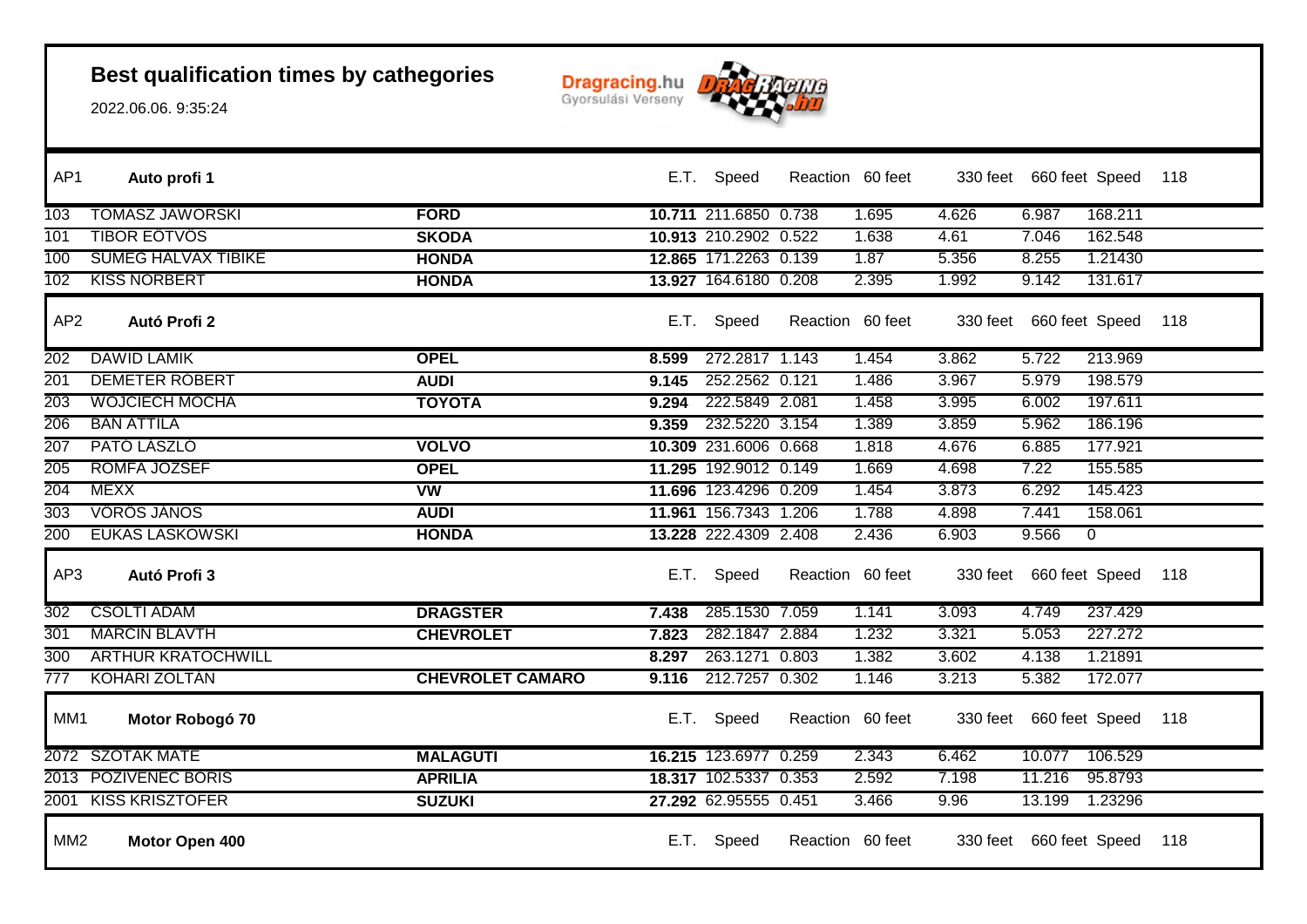# Best qualification times by cathegories

2022.06.06. 9:35:24

Dragracing.hu Gyorsulási Verseny

## AP1 Auto profi 1

| No. | Name | Car | E.T. | Speed | Reaction | 60 feet | 330 feet | 660 feet | Speed | 118 |
|---|---|---|---|---|---|---|---|---|---|---|
| 103 | TOMASZ JAWORSKI | **FORD** | **10.711** | 211.6850 | 0.738 | 1.695 | 4.626 | 6.987 | 168.211 | |
| 101 | TIBOR EÖTVÖS | **SKODA** | **10.913** | 210.2902 | 0.522 | 1.638 | 4.61 | 7.046 | 162.548 | |
| 100 | SÜMEG HALVAX TIBIKE | **HONDA** | **12.865** | 171.2263 | 0.139 | 1.87 | 5.356 | 8.255 | 1.21430 | |
| 102 | KISS NORBERT | **HONDA** | **13.927** | 164.6180 | 0.208 | 2.395 | 1.992 | 9.142 | 131.617 | |

## AP2 Autó Profi 2

| No. | Name | Car | E.T. | Speed | Reaction | 60 feet | 330 feet | 660 feet | Speed | 118 |
|---|---|---|---|---|---|---|---|---|---|---|
| 202 | DAWID LAMIK | **OPEL** | **8.599** | 272.2817 | 1.143 | 1.454 | 3.862 | 5.722 | 213.969 | |
| 201 | DEMETER RÓBERT | **AUDI** | **9.145** | 252.2562 | 0.121 | 1.486 | 3.967 | 5.979 | 198.579 | |
| 203 | WOJCIECH MOCHA | **TOYOTA** | **9.294** | 222.5849 | 2.081 | 1.458 | 3.995 | 6.002 | 197.611 | |
| 206 | BÁN ATTILA | | **9.359** | 232.5220 | 3.154 | 1.389 | 3.859 | 5.962 | 186.196 | |
| 207 | PATÓ LÁSZLÓ | **VOLVO** | **10.309** | 231.6006 | 0.668 | 1.818 | 4.676 | 6.885 | 177.921 | |
| 205 | ROMFA JÓZSEF | **OPEL** | **11.295** | 192.9012 | 0.149 | 1.669 | 4.698 | 7.22 | 155.585 | |
| 204 | MEXX | **VW** | **11.696** | 123.4296 | 0.209 | 1.454 | 3.873 | 6.292 | 145.423 | |
| 303 | VÖRÖS JÁNOS | **AUDI** | **11.961** | 156.7343 | 1.206 | 1.788 | 4.898 | 7.441 | 158.061 | |
| 200 | ŁUKAS LASKOWSKI | **HONDA** | **13.228** | 222.4309 | 2.408 | 2.436 | 6.903 | 9.566 | 0 | |

## AP3 Autó Profi 3

| No. | Name | Car | E.T. | Speed | Reaction | 60 feet | 330 feet | 660 feet | Speed | 118 |
|---|---|---|---|---|---|---|---|---|---|---|
| 302 | CSOLTI ÁDÁM | **DRAGSTER** | **7.438** | 285.1530 | 7.059 | 1.141 | 3.093 | 4.749 | 237.429 | |
| 301 | MARCIN BLAVTH | **CHEVROLET** | **7.823** | 282.1847 | 2.884 | 1.232 | 3.321 | 5.053 | 227.272 | |
| 300 | ARTHUR KRATOCHWILL | | **8.297** | 263.1271 | 0.803 | 1.382 | 3.602 | 4.138 | 1.21891 | |
| 777 | KOHÁRI ZOLTÁN | **CHEVROLET CAMARO** | **9.116** | 212.7257 | 0.302 | 1.146 | 3.213 | 5.382 | 172.077 | |

## MM1 Motor Robogó 70

| No. | Name | Bike | E.T. | Speed | Reaction | 60 feet | 330 feet | 660 feet | Speed | 118 |
|---|---|---|---|---|---|---|---|---|---|---|
| 2072 | SZOTÁK MÁTÉ | **MALAGUTI** | **16.215** | 123.6977 | 0.259 | 2.343 | 6.462 | 10.077 | 106.529 | |
| 2013 | POZIVENEC BORIS | **APRILIA** | **18.317** | 102.5337 | 0.353 | 2.592 | 7.198 | 11.216 | 95.8793 | |
| 2001 | KISS KRISZTOFER | **SUZUKI** | **27.292** | 62.95555 | 0.451 | 3.466 | 9.96 | 13.199 | 1.23296 | |

## MM2 Motor Open 400

| No. | Name | Bike | E.T. | Speed | Reaction | 60 feet | 330 feet | 660 feet | Speed | 118 |
|---|---|---|---|---|---|---|---|---|---|---|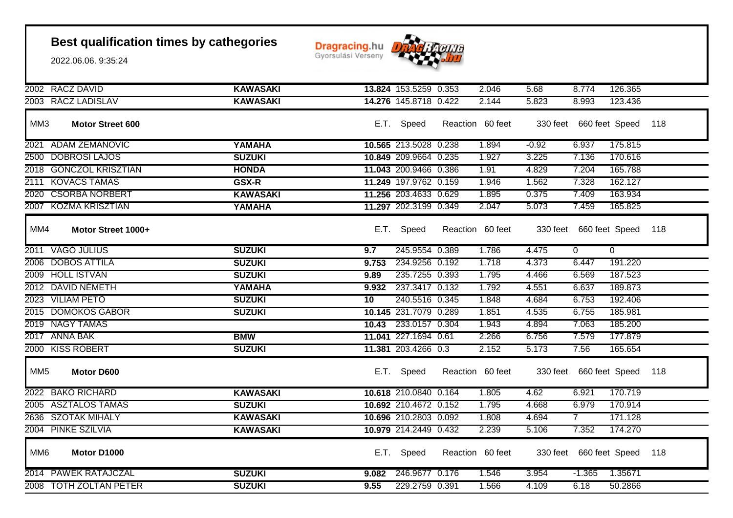# Best qualification times by cathegories

2022.06.06. 9:35:24

Dragracing.hu Gyorsulási Verseny

| No. | Name | Make | E.T. | Speed | Reaction | 60 feet | 330 feet | 660 feet | Speed |
|---|---|---|---|---|---|---|---|---|---|
| 2002 | RÁCZ DÁVID | **KAWASAKI** | **13.824** | 153.5259 | 0.353 | 2.046 | 5.68 | 8.774 | 126.365 |
| 2003 | RÁCZ LADISLAV | **KAWASAKI** | **14.276** | 145.8718 | 0.422 | 2.144 | 5.823 | 8.993 | 123.436 |

## MM3 Motor Street 600

| No. | Name | Make | E.T. | Speed | Reaction | 60 feet | 330 feet | 660 feet | Speed | 118 |
|---|---|---|---|---|---|---|---|---|---|---|
| 2021 | ADAM ZEMANOVIC | **YAMAHA** | **10.565** | 213.5028 | 0.238 | 1.894 | -0.92 | 6.937 | 175.815 | |
| 2500 | DOBROSI LAJOS | **SUZUKI** | **10.849** | 209.9664 | 0.235 | 1.927 | 3.225 | 7.136 | 170.616 | |
| 2018 | GÖNCZÖL KRISZTIÁN | **HONDA** | **11.043** | 200.9466 | 0.386 | 1.91 | 4.829 | 7.204 | 165.788 | |
| 2111 | KOVÁCS TAMÁS | **GSX-R** | **11.249** | 197.9762 | 0.159 | 1.946 | 1.562 | 7.328 | 162.127 | |
| 2020 | CSORBA NORBERT | **KAWASAKI** | **11.256** | 203.4633 | 0.629 | 1.895 | 0.375 | 7.409 | 163.934 | |
| 2007 | KOZMA KRISZTIÁN | **YAMAHA** | **11.297** | 202.3199 | 0.349 | 2.047 | 5.073 | 7.459 | 165.825 | |

## MM4 Motor Street 1000+

| No. | Name | Make | E.T. | Speed | Reaction | 60 feet | 330 feet | 660 feet | Speed | 118 |
|---|---|---|---|---|---|---|---|---|---|---|
| 2011 | VÁGÓ JÚLIUS | **SUZUKI** | **9.7** | 245.9554 | 0.389 | 1.786 | 4.475 | 0 | 0 | |
| 2006 | DOBOS ATTILA | **SUZUKI** | **9.753** | 234.9256 | 0.192 | 1.718 | 4.373 | 6.447 | 191.220 | |
| 2009 | HOLL ISTVÁN | **SUZUKI** | **9.89** | 235.7255 | 0.393 | 1.795 | 4.466 | 6.569 | 187.523 | |
| 2012 | DÁVID NÉMETH | **YAMAHA** | **9.932** | 237.3417 | 0.132 | 1.792 | 4.551 | 6.637 | 189.873 | |
| 2023 | VILIAM PETÖ | **SUZUKI** | **10** | 240.5516 | 0.345 | 1.848 | 4.684 | 6.753 | 192.406 | |
| 2015 | DOMOKOS GÁBOR | **SUZUKI** | **10.145** | 231.7079 | 0.289 | 1.851 | 4.535 | 6.755 | 185.981 | |
| 2019 | NAGY TAMÁS | | **10.43** | 233.0157 | 0.304 | 1.943 | 4.894 | 7.063 | 185.200 | |
| 2017 | ANNA BAK | **BMW** | **11.041** | 227.1694 | 0.61 | 2.266 | 6.756 | 7.579 | 177.879 | |
| 2000 | KISS RÓBERT | **SUZUKI** | **11.381** | 203.4266 | 0.3 | 2.152 | 5.173 | 7.56 | 165.654 | |

## MM5 Motor D600

| No. | Name | Make | E.T. | Speed | Reaction | 60 feet | 330 feet | 660 feet | Speed | 118 |
|---|---|---|---|---|---|---|---|---|---|---|
| 2022 | BAKÓ RICHÁRD | **KAWASAKI** | **10.618** | 210.0840 | 0.164 | 1.805 | 4.62 | 6.921 | 170.719 | |
| 2005 | ASZTALOS TAMÁS | **SUZUKI** | **10.692** | 210.4672 | 0.152 | 1.795 | 4.668 | 6.979 | 170.914 | |
| 2636 | SZOTÁK MIHÁLY | **KAWASAKI** | **10.696** | 210.2803 | 0.092 | 1.808 | 4.694 | 7 | 171.128 | |
| 2004 | PINKE SZILVIA | **KAWASAKI** | **10.979** | 214.2449 | 0.432 | 2.239 | 5.106 | 7.352 | 174.270 | |

## MM6 Motor D1000

| No. | Name | Make | E.T. | Speed | Reaction | 60 feet | 330 feet | 660 feet | Speed | 118 |
|---|---|---|---|---|---|---|---|---|---|---|
| 2014 | PAWEK RATAJCZAL | **SUZUKI** | **9.082** | 246.9677 | 0.176 | 1.546 | 3.954 | -1.365 | 1.35671 | |
| 2008 | TÓTH ZOLTÁN PÉTER | **SUZUKI** | **9.55** | 229.2759 | 0.391 | 1.566 | 4.109 | 6.18 | 50.2866 | |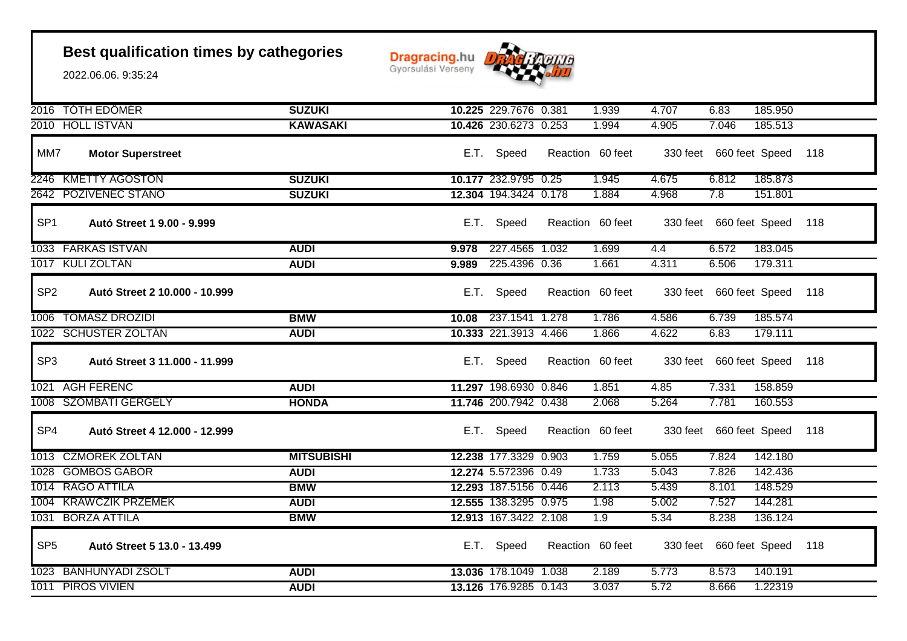# Best qualification times by cathegories

2022.06.06. 9:35:24

Dragracing.hu Gyorsulási Verseny

| | | | E.T. | Speed | Reaction | 60 feet | 330 feet | 660 feet | Speed | 118 |
|---|---|---|---|---|---|---|---|---|---|---|
| 2016 | TÓTH EDÖMÉR | **SUZUKI** | **10.225** | 229.7676 | 0.381 | 1.939 | 4.707 | 6.83 | 185.950 | |
| 2010 | HOLL ISTVÁN | **KAWASAKI** | **10.426** | 230.6273 | 0.253 | 1.994 | 4.905 | 7.046 | 185.513 | |
| MM7 | **Motor Superstreet** | | E.T. | Speed | Reaction | 60 feet | 330 feet | 660 feet | Speed | 118 |
| 2246 | KMETTY ÁGOSTON | **SUZUKI** | **10.177** | 232.9795 | 0.25 | 1.945 | 4.675 | 6.812 | 185.873 | |
| 2642 | POZIVENEC STANO | **SUZUKI** | **12.304** | 194.3424 | 0.178 | 1.884 | 4.968 | 7.8 | 151.801 | |
| SP1 | **Autó Street 1 9.00 - 9.999** | | E.T. | Speed | Reaction | 60 feet | 330 feet | 660 feet | Speed | 118 |
| 1033 | FARKAS ISTVÁN | **AUDI** | **9.978** | 227.4565 | 1.032 | 1.699 | 4.4 | 6.572 | 183.045 | |
| 1017 | KULI ZOLTÁN | **AUDI** | **9.989** | 225.4396 | 0.36 | 1.661 | 4.311 | 6.506 | 179.311 | |
| SP2 | **Autó Street 2 10.000 - 10.999** | | E.T. | Speed | Reaction | 60 feet | 330 feet | 660 feet | Speed | 118 |
| 1006 | TOMASZ DROZIDI | **BMW** | **10.08** | 237.1541 | 1.278 | 1.786 | 4.586 | 6.739 | 185.574 | |
| 1022 | SCHUSTER ZOLTÁN | **AUDI** | **10.333** | 221.3913 | 4.466 | 1.866 | 4.622 | 6.83 | 179.111 | |
| SP3 | **Autó Street 3 11.000 - 11.999** | | E.T. | Speed | Reaction | 60 feet | 330 feet | 660 feet | Speed | 118 |
| 1021 | AGH FERENC | **AUDI** | **11.297** | 198.6930 | 0.846 | 1.851 | 4.85 | 7.331 | 158.859 | |
| 1008 | SZOMBATI GERGELY | **HONDA** | **11.746** | 200.7942 | 0.438 | 2.068 | 5.264 | 7.781 | 160.553 | |
| SP4 | **Autó Street 4 12.000 - 12.999** | | E.T. | Speed | Reaction | 60 feet | 330 feet | 660 feet | Speed | 118 |
| 1013 | CZMOREK ZOLTÁN | **MITSUBISHI** | **12.238** | 177.3329 | 0.903 | 1.759 | 5.055 | 7.824 | 142.180 | |
| 1028 | GOMBOS GÁBOR | **AUDI** | **12.274** | 5.572396 | 0.49 | 1.733 | 5.043 | 7.826 | 142.436 | |
| 1014 | RAGÓ ATTILA | **BMW** | **12.293** | 187.5156 | 0.446 | 2.113 | 5.439 | 8.101 | 148.529 | |
| 1004 | KRAWCZIK PRZEMEK | **AUDI** | **12.555** | 138.3295 | 0.975 | 1.98 | 5.002 | 7.527 | 144.281 | |
| 1031 | BORZA ATTILA | **BMW** | **12.913** | 167.3422 | 2.108 | 1.9 | 5.34 | 8.238 | 136.124 | |
| SP5 | **Autó Street 5 13.0 - 13.499** | | E.T. | Speed | Reaction | 60 feet | 330 feet | 660 feet | Speed | 118 |
| 1023 | BÁNHUNYADI ZSOLT | **AUDI** | **13.036** | 178.1049 | 1.038 | 2.189 | 5.773 | 8.573 | 140.191 | |
| 1011 | PIROS VIVIEN | **AUDI** | **13.126** | 176.9285 | 0.143 | 3.037 | 5.72 | 8.666 | 1.22319 | |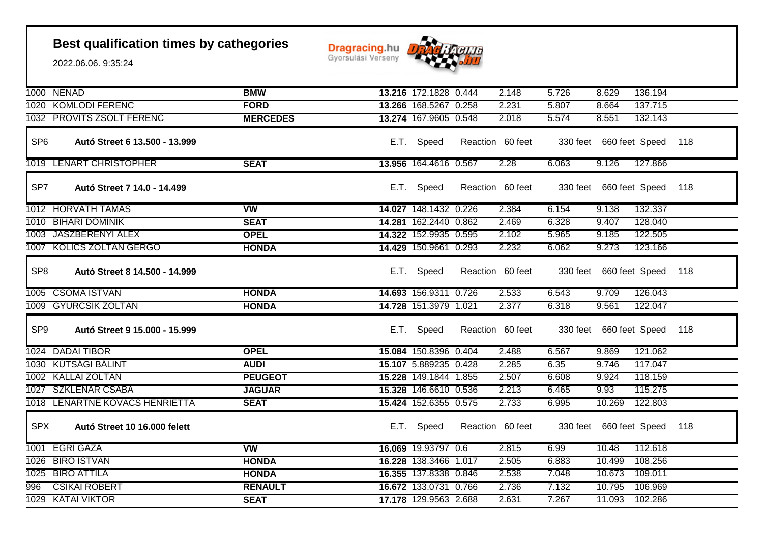# Best qualification times by cathegories

2022.06.06. 9:35:24

Dragracing.hu
Gyorsulási Verseny

| | | | | | | | | | |
|---|---|---|---|---|---|---|---|---|---|
| 1000 | NENAD | **BMW** | **13.216** | 172.1828 | 0.444 | 2.148 | 5.726 | 8.629 | 136.194 |
| 1020 | KOMLODI FERENC | **FORD** | **13.266** | 168.5267 | 0.258 | 2.231 | 5.807 | 8.664 | 137.715 |
| 1032 | PROVITS ZSOLT FERENC | **MERCEDES** | **13.274** | 167.9605 | 0.548 | 2.018 | 5.574 | 8.551 | 132.143 |
| SP6 | **Autó Street 6 13.500 - 13.999** | | E.T. | Speed | Reaction | 60 feet | 330 feet | 660 feet | Speed 118 |
| 1019 | LENART CHRISTOPHER | **SEAT** | **13.956** | 164.4616 | 0.567 | 2.28 | 6.063 | 9.126 | 127.866 |
| SP7 | **Autó Street 7 14.0 - 14.499** | | E.T. | Speed | Reaction | 60 feet | 330 feet | 660 feet | Speed 118 |
| 1012 | HORVÁTH TAMÁS | **VW** | **14.027** | 148.1432 | 0.226 | 2.384 | 6.154 | 9.138 | 132.337 |
| 1010 | BIHARI DOMINIK | **SEAT** | **14.281** | 162.2440 | 0.862 | 2.469 | 6.328 | 9.407 | 128.040 |
| 1003 | JÁSZBERÉNYI ALEX | **OPEL** | **14.322** | 152.9935 | 0.595 | 2.102 | 5.965 | 9.185 | 122.505 |
| 1007 | KOLICS ZOLTÁN GERGŐ | **HONDA** | **14.429** | 150.9661 | 0.293 | 2.232 | 6.062 | 9.273 | 123.166 |
| SP8 | **Autó Street 8 14.500 - 14.999** | | E.T. | Speed | Reaction | 60 feet | 330 feet | 660 feet | Speed 118 |
| 1005 | CSOMA ISTVÁN | **HONDA** | **14.693** | 156.9311 | 0.726 | 2.533 | 6.543 | 9.709 | 126.043 |
| 1009 | GYÜRCSIK ZOLTÁN | **HONDA** | **14.728** | 151.3979 | 1.021 | 2.377 | 6.318 | 9.561 | 122.047 |
| SP9 | **Autó Street 9 15.000 - 15.999** | | E.T. | Speed | Reaction | 60 feet | 330 feet | 660 feet | Speed 118 |
| 1024 | DADAI TIBOR | **OPEL** | **15.084** | 150.8396 | 0.404 | 2.488 | 6.567 | 9.869 | 121.062 |
| 1030 | KÚTSÁGI BÁLINT | **AUDI** | **15.107** | 5.889235 | 0.428 | 2.285 | 6.35 | 9.746 | 117.047 |
| 1002 | KÁLLAI ZOLTÁN | **PEUGEOT** | **15.228** | 149.1844 | 1.855 | 2.507 | 6.608 | 9.924 | 118.159 |
| 1027 | SZKLENÁR CSABA | **JAGUAR** | **15.328** | 146.6610 | 0.536 | 2.213 | 6.465 | 9.93 | 115.275 |
| 1018 | LÉNÁRTNÉ KOVÁCS HENRIETTA | **SEAT** | **15.424** | 152.6355 | 0.575 | 2.733 | 6.995 | 10.269 | 122.803 |
| SPX | **Autó Street 10 16.000 felett** | | E.T. | Speed | Reaction | 60 feet | 330 feet | 660 feet | Speed 118 |
| 1001 | EGRI GÁZA | **VW** | **16.069** | 19.93797 | 0.6 | 2.815 | 6.99 | 10.48 | 112.618 |
| 1026 | BÍRÓ ISTVÁN | **HONDA** | **16.228** | 138.3466 | 1.017 | 2.505 | 6.883 | 10.499 | 108.256 |
| 1025 | BÍRÓ ATTILA | **HONDA** | **16.355** | 137.8338 | 0.846 | 2.538 | 7.048 | 10.673 | 109.011 |
| 996 | CSIKAI ROBERT | **RENAULT** | **16.672** | 133.0731 | 0.766 | 2.736 | 7.132 | 10.795 | 106.969 |
| 1029 | KÁTAI VIKTOR | **SEAT** | **17.178** | 129.9563 | 2.688 | 2.631 | 7.267 | 11.093 | 102.286 |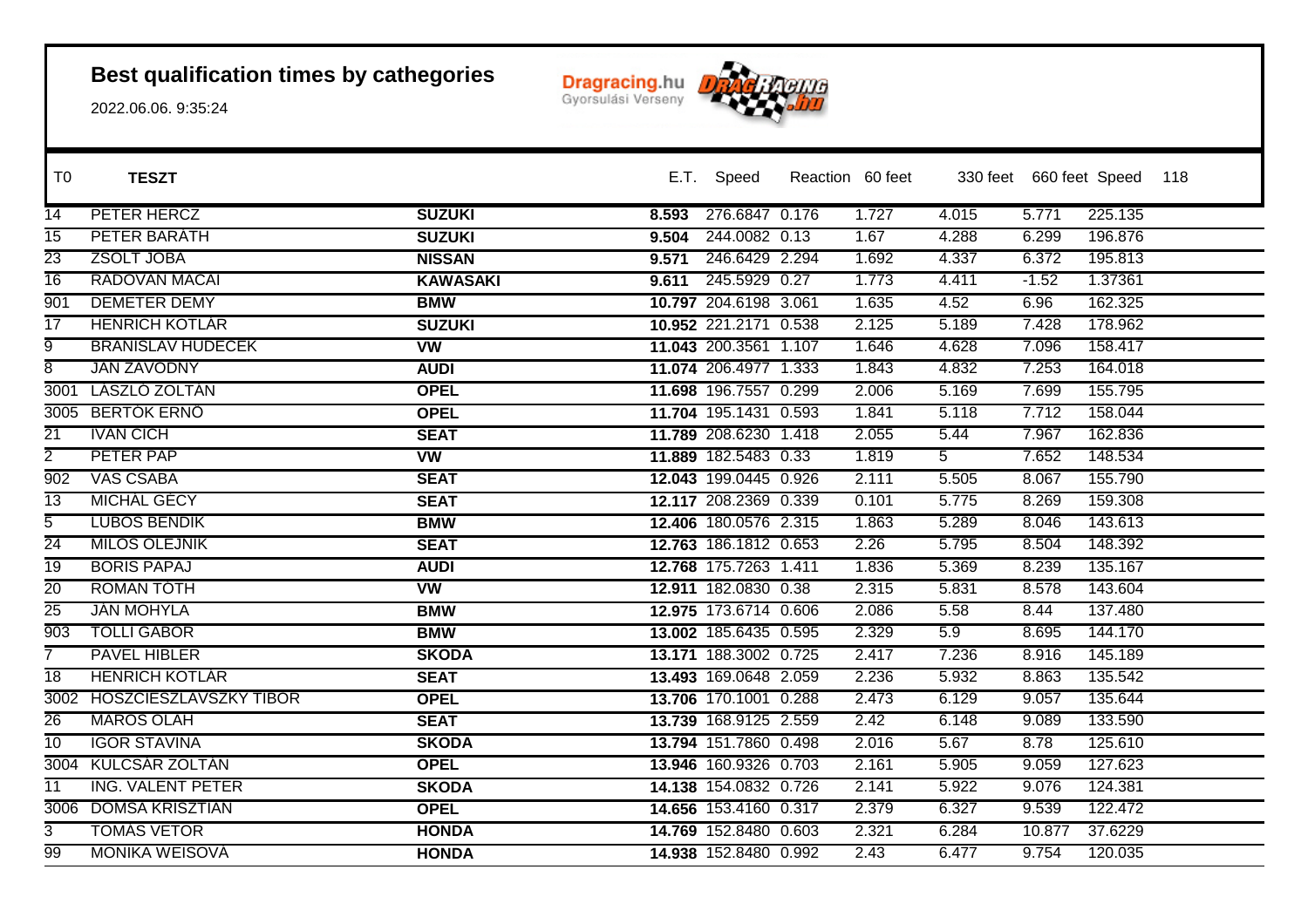# Best qualification times by cathegories

2022.06.06. 9:35:24

Dragracing.hu Gyorsulási Verseny

| T0 | TESZT | | E.T. | Speed | Reaction | 60 feet | 330 feet | 660 feet | Speed | 118 |
|---|---|---|---|---|---|---|---|---|---|---|
| 14 | PETER HERCZ | **SUZUKI** | **8.593** | 276.6847 | 0.176 | 1.727 | 4.015 | 5.771 | 225.135 | |
| 15 | PETER BARÁTH | **SUZUKI** | **9.504** | 244.0082 | 0.13 | 1.67 | 4.288 | 6.299 | 196.876 | |
| 23 | ZSOLT JOBA | **NISSAN** | **9.571** | 246.6429 | 2.294 | 1.692 | 4.337 | 6.372 | 195.813 | |
| 16 | RADOVAN MACAI | **KAWASAKI** | **9.611** | 245.5929 | 0.27 | 1.773 | 4.411 | -1.52 | 1.37361 | |
| 901 | DEMETER DEMY | **BMW** | **10.797** | 204.6198 | 3.061 | 1.635 | 4.52 | 6.96 | 162.325 | |
| 17 | HENRICH KOTLÁR | **SUZUKI** | **10.952** | 221.2171 | 0.538 | 2.125 | 5.189 | 7.428 | 178.962 | |
| 9 | BRANISLAV HUDECEK | **VW** | **11.043** | 200.3561 | 1.107 | 1.646 | 4.628 | 7.096 | 158.417 | |
| 8 | JÁN ZÁVODNÝ | **AUDI** | **11.074** | 206.4977 | 1.333 | 1.843 | 4.832 | 7.253 | 164.018 | |
| 3001 | LÁSZLÓ ZOLTÁN | **OPEL** | **11.698** | 196.7557 | 0.299 | 2.006 | 5.169 | 7.699 | 155.795 | |
| 3005 | BERTÓK ERNŐ | **OPEL** | **11.704** | 195.1431 | 0.593 | 1.841 | 5.118 | 7.712 | 158.044 | |
| 21 | IVÁN CICH | **SEAT** | **11.789** | 208.6230 | 1.418 | 2.055 | 5.44 | 7.967 | 162.836 | |
| 2 | PETER PAP | **VW** | **11.889** | 182.5483 | 0.33 | 1.819 | 5 | 7.652 | 148.534 | |
| 902 | VAS CSABA | **SEAT** | **12.043** | 199.0445 | 0.926 | 2.111 | 5.505 | 8.067 | 155.790 | |
| 13 | MICHAL GECY | **SEAT** | **12.117** | 208.2369 | 0.339 | 0.101 | 5.775 | 8.269 | 159.308 | |
| 5 | ĽUBOŠ BENDÍK | **BMW** | **12.406** | 180.0576 | 2.315 | 1.863 | 5.289 | 8.046 | 143.613 | |
| 24 | MILOŠ OLEJNÍK | **SEAT** | **12.763** | 186.1812 | 0.653 | 2.26 | 5.795 | 8.504 | 148.392 | |
| 19 | BORIS PAPAJ | **AUDI** | **12.768** | 175.7263 | 1.411 | 1.836 | 5.369 | 8.239 | 135.167 | |
| 20 | ROMAN TÓTH | **VW** | **12.911** | 182.0830 | 0.38 | 2.315 | 5.831 | 8.578 | 143.604 | |
| 25 | JÁN MOHYLA | **BMW** | **12.975** | 173.6714 | 0.606 | 2.086 | 5.58 | 8.44 | 137.480 | |
| 903 | TÓLLI GÁBOR | **BMW** | **13.002** | 185.6435 | 0.595 | 2.329 | 5.9 | 8.695 | 144.170 | |
| 7 | PAVEL HIBLER | **SKODA** | **13.171** | 188.3002 | 0.725 | 2.417 | 7.236 | 8.916 | 145.189 | |
| 18 | HENRICH KOTLÁR | **SEAT** | **13.493** | 169.0648 | 2.059 | 2.236 | 5.932 | 8.863 | 135.542 | |
| 3002 | HOSZCIESZLAVSZKY TIBOR | **OPEL** | **13.706** | 170.1001 | 0.288 | 2.473 | 6.129 | 9.057 | 135.644 | |
| 26 | MAROŠ OLÁH | **SEAT** | **13.739** | 168.9125 | 2.559 | 2.42 | 6.148 | 9.089 | 133.590 | |
| 10 | IGOR STAVINA | **SKODA** | **13.794** | 151.7860 | 0.498 | 2.016 | 5.67 | 8.78 | 125.610 | |
| 3004 | KULCSÁR ZOLTÁN | **OPEL** | **13.946** | 160.9326 | 0.703 | 2.161 | 5.905 | 9.059 | 127.623 | |
| 11 | ING. VALENT PETER | **SKODA** | **14.138** | 154.0832 | 0.726 | 2.141 | 5.922 | 9.076 | 124.381 | |
| 3006 | DOMSA KRISZTIÁN | **OPEL** | **14.656** | 153.4160 | 0.317 | 2.379 | 6.327 | 9.539 | 122.472 | |
| 3 | TOMÁŠ VETOR | **HONDA** | **14.769** | 152.8480 | 0.603 | 2.321 | 6.284 | 10.877 | 37.6229 | |
| 99 | MONIKA WEISOVÁ | **HONDA** | **14.938** | 152.8480 | 0.992 | 2.43 | 6.477 | 9.754 | 120.035 | |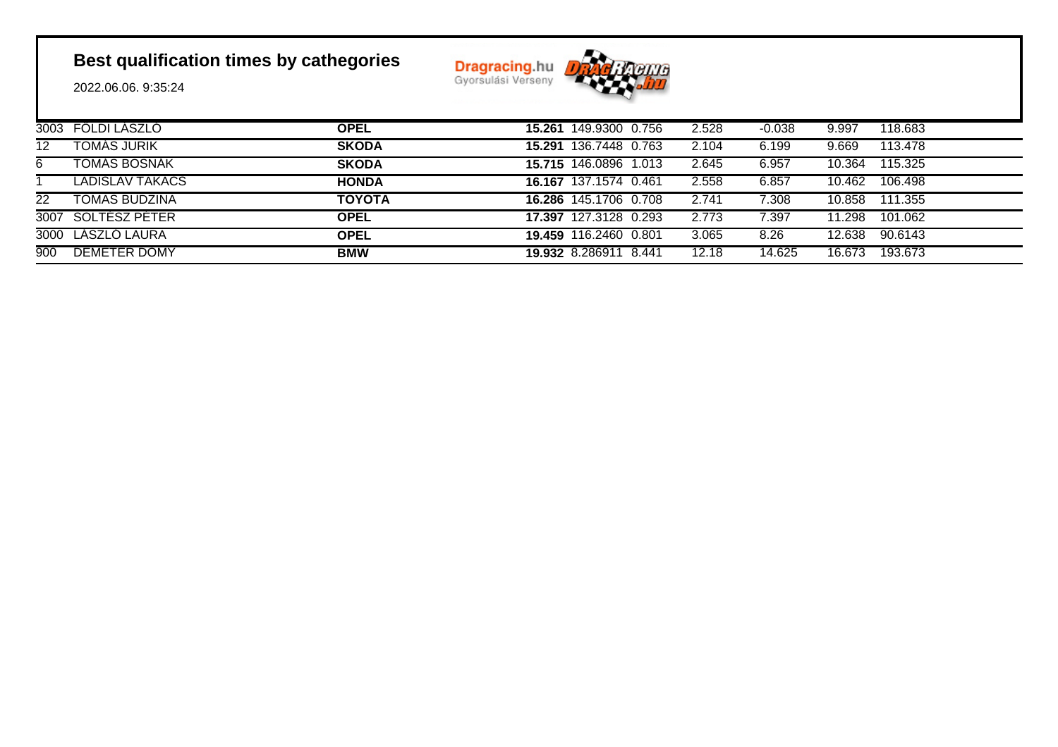## Best qualification times by cathegories

2022.06.06. 9:35:24

Dragracing.hu Gyorsulási Verseny

| | | | | | | | | | | |
|---|---|---|---|---|---|---|---|---|---|---|
| 3003 | FÖLDI LÁSZLÓ | **OPEL** | **15.261** | 149.9300 | 0.756 | 2.528 | -0.038 | 9.997 | 118.683 | |
| 12 | TOMÁS JURIK | **SKODA** | **15.291** | 136.7448 | 0.763 | 2.104 | 6.199 | 9.669 | 113.478 | |
| 6 | TOMÁS BOSNÁK | **SKODA** | **15.715** | 146.0896 | 1.013 | 2.645 | 6.957 | 10.364 | 115.325 | |
| 1 | LADISLAV TAKÁCS | **HONDA** | **16.167** | 137.1574 | 0.461 | 2.558 | 6.857 | 10.462 | 106.498 | |
| 22 | TOMÁS BUDZINA | **TOYOTA** | **16.286** | 145.1706 | 0.708 | 2.741 | 7.308 | 10.858 | 111.355 | |
| 3007 | SOLTÉSZ PÉTER | **OPEL** | **17.397** | 127.3128 | 0.293 | 2.773 | 7.397 | 11.298 | 101.062 | |
| 3000 | LÁSZLÓ LAURA | **OPEL** | **19.459** | 116.2460 | 0.801 | 3.065 | 8.26 | 12.638 | 90.6143 | |
| 900 | DEMETER DOMY | **BMW** | **19.932** | 8.286911 | 8.441 | 12.18 | 14.625 | 16.673 | 193.673 | |